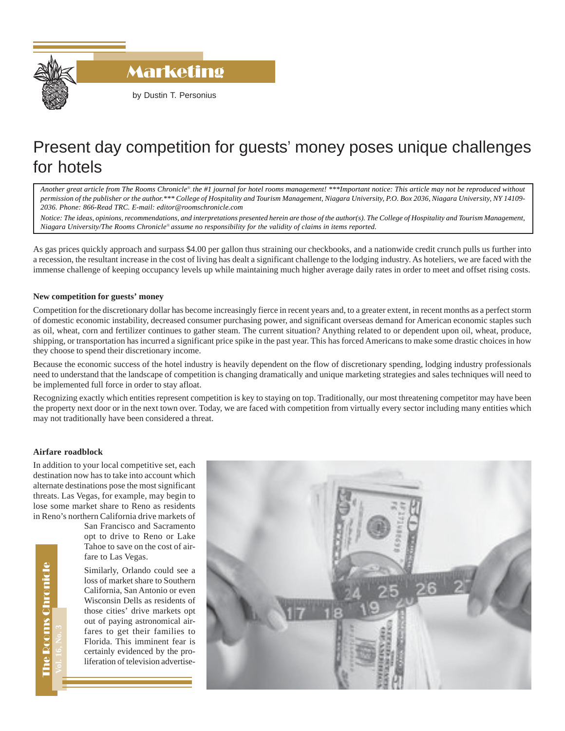# Marketing

by Dustin T. Personius

## Present day competition for guests' money poses unique challenges for hotels

*Another great article from The Rooms Chronicle®, the #1 journal for hotel rooms management! ***Important notice: This article may not be reproduced without permission of the publisher or the author.*** College of Hospitality and Tourism Management, Niagara University, P.O. Box 2036, Niagara University, NY 14109-2036. Phone: 866-Read TRC. E-mail: editor@roomschronicle.com*

*Notice: The ideas, opinions, recommendations, and interpretations presented herein are those of the author(s). The College of Hospitality and Tourism Management, Niagara University/The Rooms Chronicle® assume no responsibility for the validity of claims in items reported.*

As gas prices quickly approach and surpass $4.00 per gallon thus straining our checkbooks, and a nationwide credit crunch pulls us further into a recession, the resultant increase in the cost of living has dealt a significant challenge to the lodging industry. As hoteliers, we are faced with the immense challenge of keeping occupancy levels up while maintaining much higher average daily rates in order to meet and offset rising costs.

**New competition for guests' money**

Competition for the discretionary dollar has become increasingly fierce in recent years and, to a greater extent, in recent months as a perfect storm of domestic economic instability, decreased consumer purchasing power, and significant overseas demand for American economic staples such as oil, wheat, corn and fertilizer continues to gather steam. The current situation? Anything related to or dependent upon oil, wheat, produce, shipping, or transportation has incurred a significant price spike in the past year. This has forced Americans to make some drastic choices in how they choose to spend their discretionary income.

Because the economic success of the hotel industry is heavily dependent on the flow of discretionary spending, lodging industry professionals need to understand that the landscape of competition is changing dramatically and unique marketing strategies and sales techniques will need to be implemented full force in order to stay afloat.

Recognizing exactly which entities represent competition is key to staying on top. Traditionally, our most threatening competitor may have been the property next door or in the next town over. Today, we are faced with competition from virtually every sector including many entities which may not traditionally have been considered a threat.

**Airfare roadblock**

In addition to your local competitive set, each destination now has to take into account which alternate destinations pose the most significant threats. Las Vegas, for example, may begin to lose some market share to Reno as residents in Reno's northern California drive markets of San Francisco and Sacramento opt to drive to Reno or Lake Tahoe to save on the cost of airfare to Las Vegas.

Similarly, Orlando could see a loss of market share to Southern California, San Antonio or even Wisconsin Dells as residents of those cities' drive markets opt out of paying astronomical airfares to get their families to Florida. This imminent fear is certainly evidenced by the proliferation of television advertise-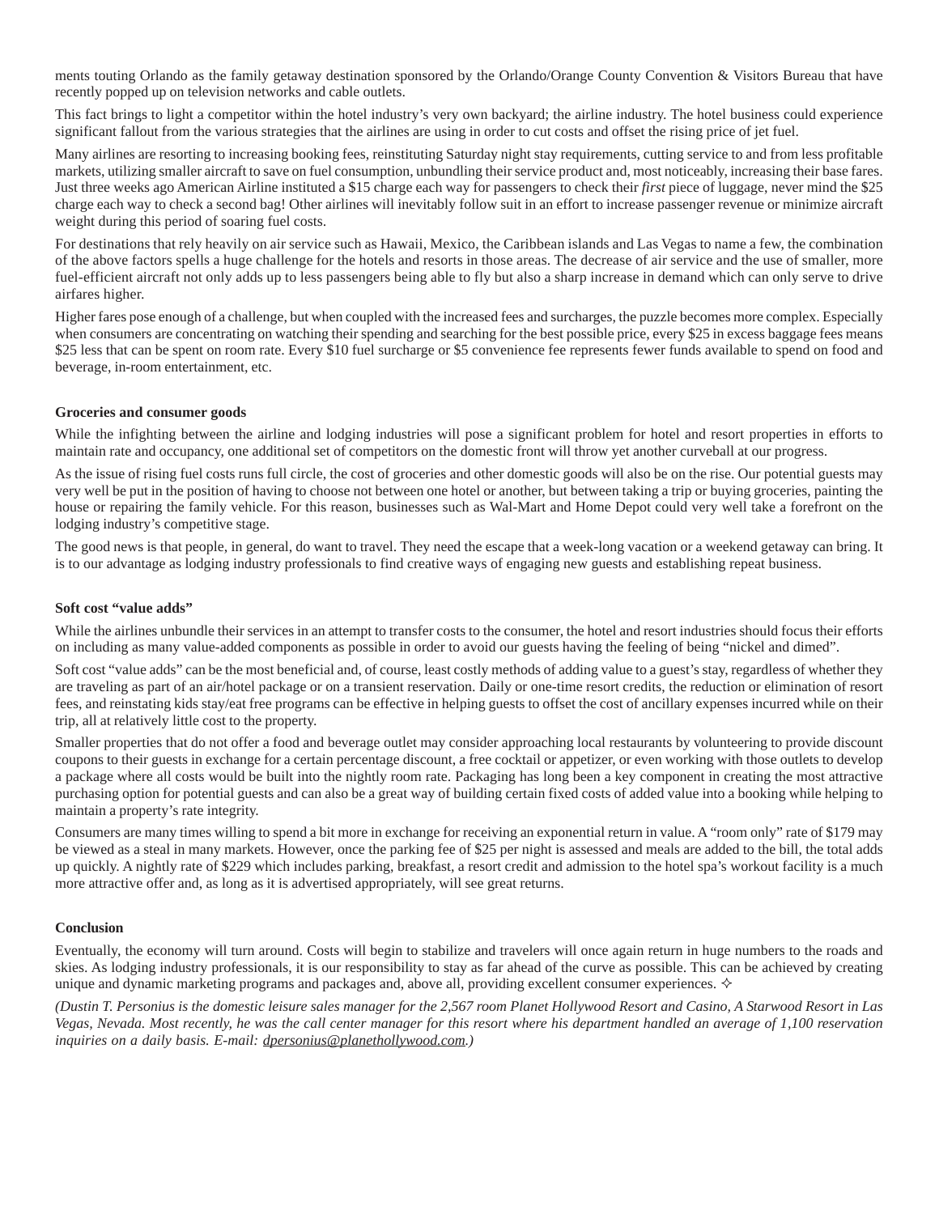ments touting Orlando as the family getaway destination sponsored by the Orlando/Orange County Convention & Visitors Bureau that have recently popped up on television networks and cable outlets.

This fact brings to light a competitor within the hotel industry's very own backyard; the airline industry. The hotel business could experience significant fallout from the various strategies that the airlines are using in order to cut costs and offset the rising price of jet fuel.

Many airlines are resorting to increasing booking fees, reinstituting Saturday night stay requirements, cutting service to and from less profitable markets, utilizing smaller aircraft to save on fuel consumption, unbundling their service product and, most noticeably, increasing their base fares. Just three weeks ago American Airline instituted a $15 charge each way for passengers to check their *first* piece of luggage, never mind the $25 charge each way to check a second bag! Other airlines will inevitably follow suit in an effort to increase passenger revenue or minimize aircraft weight during this period of soaring fuel costs.

For destinations that rely heavily on air service such as Hawaii, Mexico, the Caribbean islands and Las Vegas to name a few, the combination of the above factors spells a huge challenge for the hotels and resorts in those areas. The decrease of air service and the use of smaller, more fuel-efficient aircraft not only adds up to less passengers being able to fly but also a sharp increase in demand which can only serve to drive airfares higher.

Higher fares pose enough of a challenge, but when coupled with the increased fees and surcharges, the puzzle becomes more complex. Especially when consumers are concentrating on watching their spending and searching for the best possible price, every $25 in excess baggage fees means $25 less that can be spent on room rate. Every $10 fuel surcharge or $5 convenience fee represents fewer funds available to spend on food and beverage, in-room entertainment, etc.

**Groceries and consumer goods**

While the infighting between the airline and lodging industries will pose a significant problem for hotel and resort properties in efforts to maintain rate and occupancy, one additional set of competitors on the domestic front will throw yet another curveball at our progress.

As the issue of rising fuel costs runs full circle, the cost of groceries and other domestic goods will also be on the rise. Our potential guests may very well be put in the position of having to choose not between one hotel or another, but between taking a trip or buying groceries, painting the house or repairing the family vehicle. For this reason, businesses such as Wal-Mart and Home Depot could very well take a forefront on the lodging industry's competitive stage.

The good news is that people, in general, do want to travel. They need the escape that a week-long vacation or a weekend getaway can bring. It is to our advantage as lodging industry professionals to find creative ways of engaging new guests and establishing repeat business.

**Soft cost "value adds"**

While the airlines unbundle their services in an attempt to transfer costs to the consumer, the hotel and resort industries should focus their efforts on including as many value-added components as possible in order to avoid our guests having the feeling of being "nickel and dimed".

Soft cost "value adds" can be the most beneficial and, of course, least costly methods of adding value to a guest's stay, regardless of whether they are traveling as part of an air/hotel package or on a transient reservation. Daily or one-time resort credits, the reduction or elimination of resort fees, and reinstating kids stay/eat free programs can be effective in helping guests to offset the cost of ancillary expenses incurred while on their trip, all at relatively little cost to the property.

Smaller properties that do not offer a food and beverage outlet may consider approaching local restaurants by volunteering to provide discount coupons to their guests in exchange for a certain percentage discount, a free cocktail or appetizer, or even working with those outlets to develop a package where all costs would be built into the nightly room rate. Packaging has long been a key component in creating the most attractive purchasing option for potential guests and can also be a great way of building certain fixed costs of added value into a booking while helping to maintain a property's rate integrity.

Consumers are many times willing to spend a bit more in exchange for receiving an exponential return in value. A "room only" rate of $179 may be viewed as a steal in many markets. However, once the parking fee of $25 per night is assessed and meals are added to the bill, the total adds up quickly. A nightly rate of $229 which includes parking, breakfast, a resort credit and admission to the hotel spa's workout facility is a much more attractive offer and, as long as it is advertised appropriately, will see great returns.

**Conclusion**

Eventually, the economy will turn around. Costs will begin to stabilize and travelers will once again return in huge numbers to the roads and skies. As lodging industry professionals, it is our responsibility to stay as far ahead of the curve as possible. This can be achieved by creating unique and dynamic marketing programs and packages and, above all, providing excellent consumer experiences. ✧

*(Dustin T. Personius is the domestic leisure sales manager for the 2,567 room Planet Hollywood Resort and Casino, A Starwood Resort in Las Vegas, Nevada. Most recently, he was the call center manager for this resort where his department handled an average of 1,100 reservation inquiries on a daily basis. E-mail: dpersonius@planethollywood.com.)*